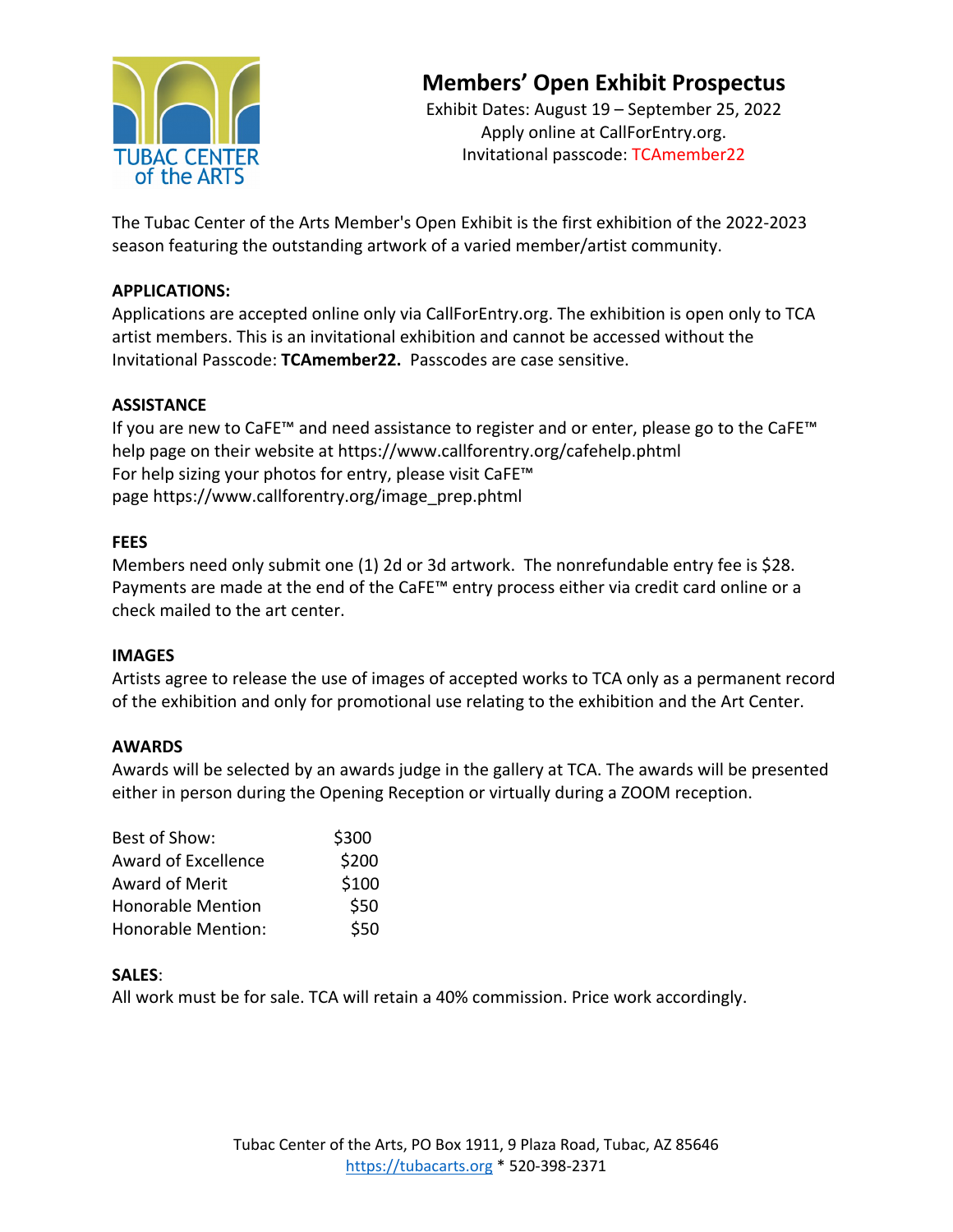TUBAC CENTER of the ARTS

# Members' Open Exhibit Prospectus

Exhibit Dates: August 19 – September 25, 2022
Apply online at CallForEntry.org.
Invitational passcode: TCAmember22

The Tubac Center of the Arts Member's Open Exhibit is the first exhibition of the 2022-2023 season featuring the outstanding artwork of a varied member/artist community.

**APPLICATIONS:**
Applications are accepted online only via CallForEntry.org. The exhibition is open only to TCA artist members. This is an invitational exhibition and cannot be accessed without the Invitational Passcode: **TCAmember22.** Passcodes are case sensitive.

**ASSISTANCE**
If you are new to CaFE™ and need assistance to register and or enter, please go to the CaFE™ help page on their website at https://www.callforentry.org/cafehelp.phtml
For help sizing your photos for entry, please visit CaFE™ page https://www.callforentry.org/image_prep.phtml

**FEES**
Members need only submit one (1) 2d or 3d artwork. The nonrefundable entry fee is $28. Payments are made at the end of the CaFE™ entry process either via credit card online or a check mailed to the art center.

**IMAGES**
Artists agree to release the use of images of accepted works to TCA only as a permanent record of the exhibition and only for promotional use relating to the exhibition and the Art Center.

**AWARDS**
Awards will be selected by an awards judge in the gallery at TCA. The awards will be presented either in person during the Opening Reception or virtually during a ZOOM reception.

| | |
|---|---|
| Best of Show: | $300 |
| Award of Excellence | $200 |
| Award of Merit | $100 |
| Honorable Mention | $50 |
| Honorable Mention: | $50 |

**SALES**:
All work must be for sale. TCA will retain a 40% commission. Price work accordingly.

Tubac Center of the Arts, PO Box 1911, 9 Plaza Road, Tubac, AZ 85646
https://tubacarts.org * 520-398-2371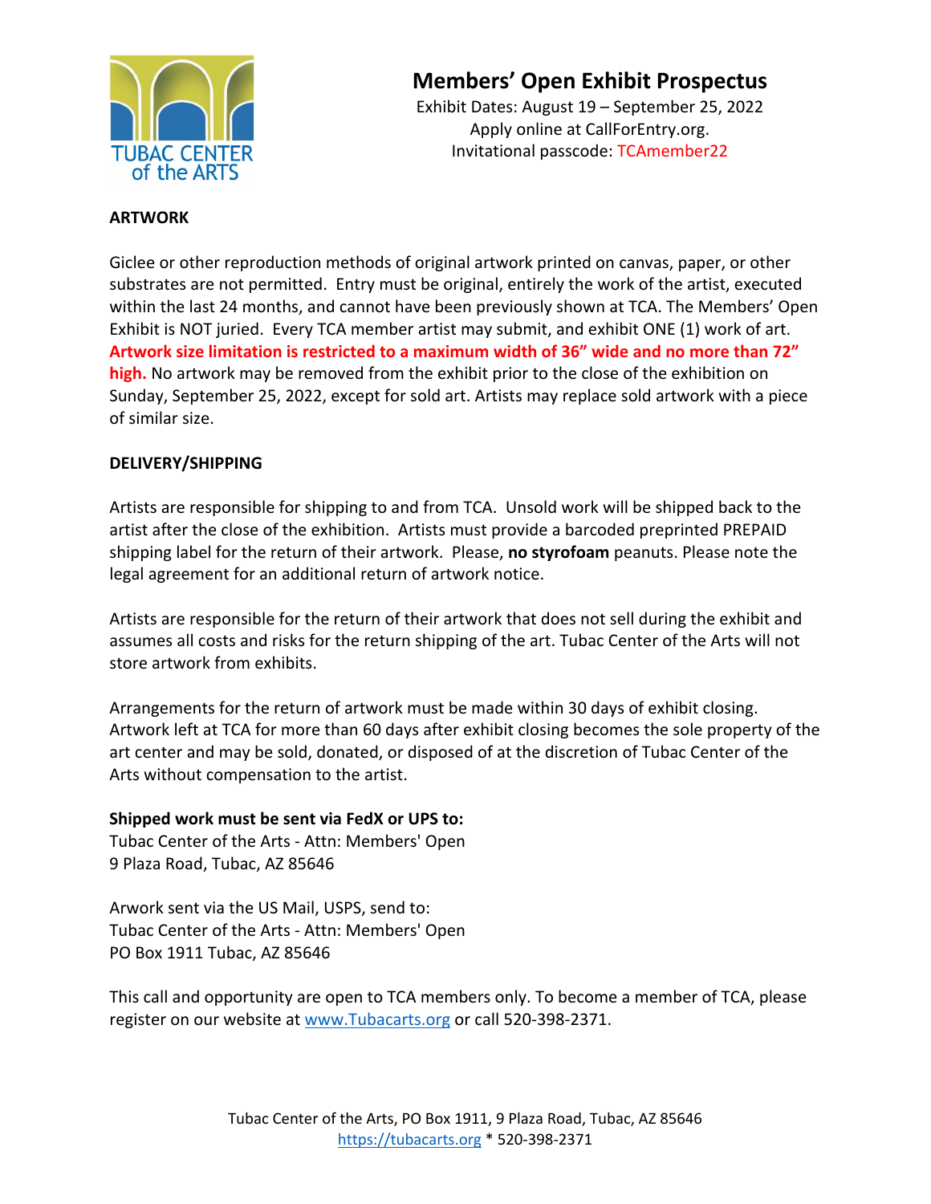# Members' Open Exhibit Prospectus

Exhibit Dates: August 19 – September 25, 2022
Apply online at CallForEntry.org.
Invitational passcode: TCAmember22

**ARTWORK**

Giclee or other reproduction methods of original artwork printed on canvas, paper, or other substrates are not permitted. Entry must be original, entirely the work of the artist, executed within the last 24 months, and cannot have been previously shown at TCA. The Members' Open Exhibit is NOT juried. Every TCA member artist may submit, and exhibit ONE (1) work of art. **Artwork size limitation is restricted to a maximum width of 36" wide and no more than 72" high.** No artwork may be removed from the exhibit prior to the close of the exhibition on Sunday, September 25, 2022, except for sold art. Artists may replace sold artwork with a piece of similar size.

**DELIVERY/SHIPPING**

Artists are responsible for shipping to and from TCA. Unsold work will be shipped back to the artist after the close of the exhibition. Artists must provide a barcoded preprinted PREPAID shipping label for the return of their artwork. Please, **no styrofoam** peanuts. Please note the legal agreement for an additional return of artwork notice.

Artists are responsible for the return of their artwork that does not sell during the exhibit and assumes all costs and risks for the return shipping of the art. Tubac Center of the Arts will not store artwork from exhibits.

Arrangements for the return of artwork must be made within 30 days of exhibit closing. Artwork left at TCA for more than 60 days after exhibit closing becomes the sole property of the art center and may be sold, donated, or disposed of at the discretion of Tubac Center of the Arts without compensation to the artist.

**Shipped work must be sent via FedX or UPS to:**
Tubac Center of the Arts - Attn: Members' Open
9 Plaza Road, Tubac, AZ 85646

Arwork sent via the US Mail, USPS, send to:
Tubac Center of the Arts - Attn: Members' Open
PO Box 1911 Tubac, AZ 85646

This call and opportunity are open to TCA members only. To become a member of TCA, please register on our website at www.Tubacarts.org or call 520-398-2371.

Tubac Center of the Arts, PO Box 1911, 9 Plaza Road, Tubac, AZ 85646
https://tubacarts.org * 520-398-2371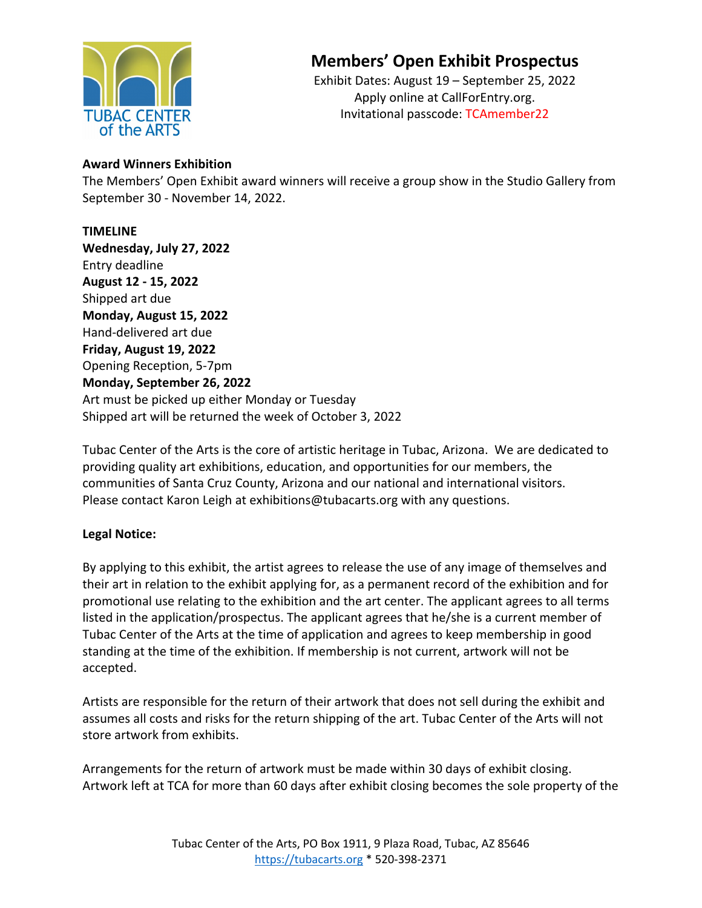# Members' Open Exhibit Prospectus

Exhibit Dates: August 19 – September 25, 2022
Apply online at CallForEntry.org.
Invitational passcode: TCAmember22

TUBAC CENTER of the ARTS

**Award Winners Exhibition**

The Members' Open Exhibit award winners will receive a group show in the Studio Gallery from September 30 - November 14, 2022.

**TIMELINE**

**Wednesday, July 27, 2022**
Entry deadline

**August 12 - 15, 2022**
Shipped art due

**Monday, August 15, 2022**
Hand-delivered art due

**Friday, August 19, 2022**
Opening Reception, 5-7pm

**Monday, September 26, 2022**
Art must be picked up either Monday or Tuesday
Shipped art will be returned the week of October 3, 2022

Tubac Center of the Arts is the core of artistic heritage in Tubac, Arizona. We are dedicated to providing quality art exhibitions, education, and opportunities for our members, the communities of Santa Cruz County, Arizona and our national and international visitors. Please contact Karon Leigh at exhibitions@tubacarts.org with any questions.

**Legal Notice:**

By applying to this exhibit, the artist agrees to release the use of any image of themselves and their art in relation to the exhibit applying for, as a permanent record of the exhibition and for promotional use relating to the exhibition and the art center. The applicant agrees to all terms listed in the application/prospectus. The applicant agrees that he/she is a current member of Tubac Center of the Arts at the time of application and agrees to keep membership in good standing at the time of the exhibition. If membership is not current, artwork will not be accepted.

Artists are responsible for the return of their artwork that does not sell during the exhibit and assumes all costs and risks for the return shipping of the art. Tubac Center of the Arts will not store artwork from exhibits.

Arrangements for the return of artwork must be made within 30 days of exhibit closing. Artwork left at TCA for more than 60 days after exhibit closing becomes the sole property of the

Tubac Center of the Arts, PO Box 1911, 9 Plaza Road, Tubac, AZ 85646
https://tubacarts.org * 520-398-2371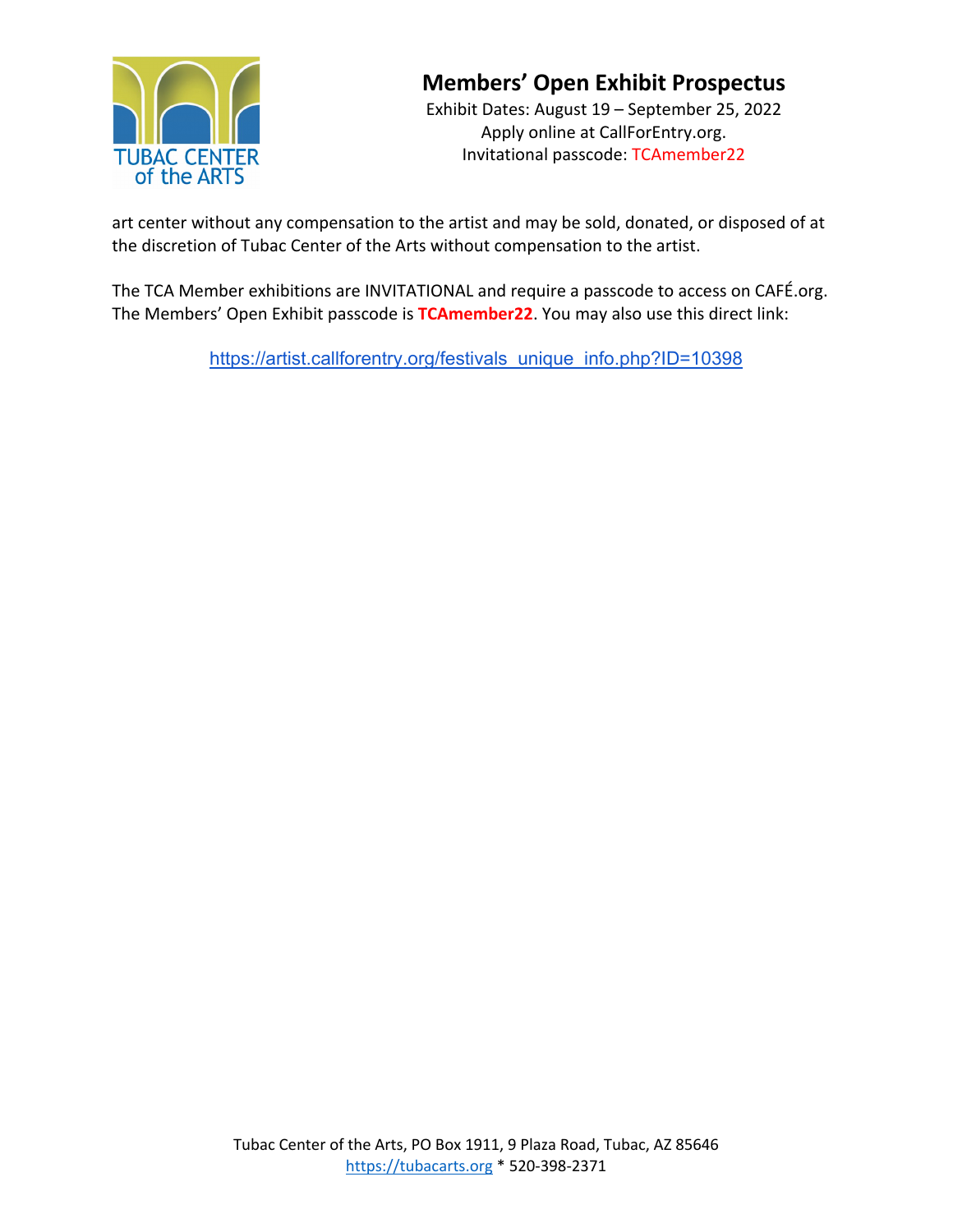art center without any compensation to the artist and may be sold, donated, or disposed of at the discretion of Tubac Center of the Arts without compensation to the artist.

The TCA Member exhibitions are INVITATIONAL and require a passcode to access on CAFÉ.org. The Members' Open Exhibit passcode is **TCAmember22**. You may also use this direct link:

https://artist.callforentry.org/festivals_unique_info.php?ID=10398